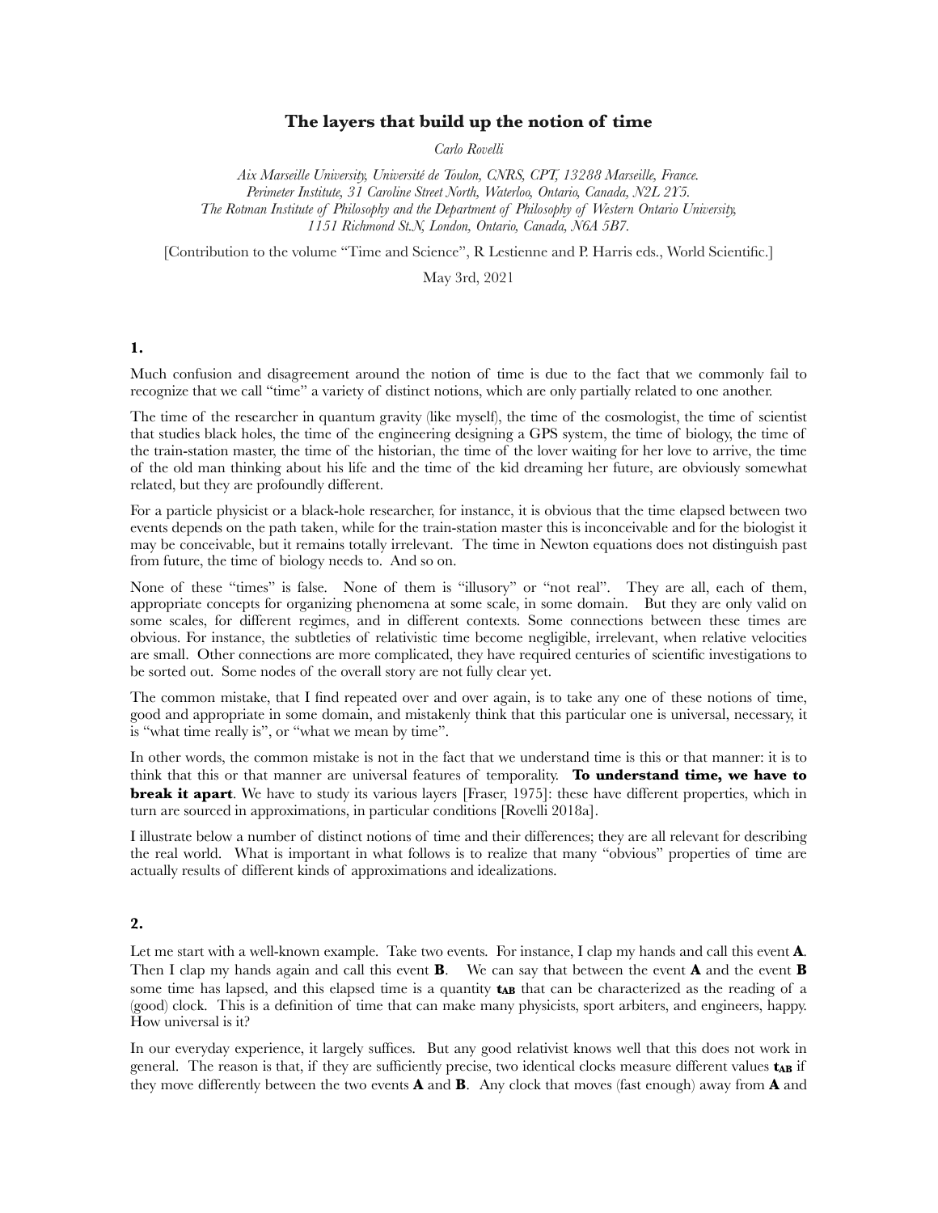# The layers that build up the notion of time

*Carlo Rovelli*

*Aix Marseille University, Université de Toulon, CNRS, CPT, 13288 Marseille, France.*
*Perimeter Institute, 31 Caroline Street North, Waterloo, Ontario, Canada, N2L 2Y5.*
*The Rotman Institute of Philosophy and the Department of Philosophy of Western Ontario University, 1151 Richmond St.N, London, Ontario, Canada, N6A 5B7.*

[Contribution to the volume "Time and Science", R Lestienne and P. Harris eds., World Scientific.]

May 3rd, 2021

## 1.

Much confusion and disagreement around the notion of time is due to the fact that we commonly fail to recognize that we call "time" a variety of distinct notions, which are only partially related to one another.

The time of the researcher in quantum gravity (like myself), the time of the cosmologist, the time of scientist that studies black holes, the time of the engineering designing a GPS system, the time of biology, the time of the train-station master, the time of the historian, the time of the lover waiting for her love to arrive, the time of the old man thinking about his life and the time of the kid dreaming her future, are obviously somewhat related, but they are profoundly different.

For a particle physicist or a black-hole researcher, for instance, it is obvious that the time elapsed between two events depends on the path taken, while for the train-station master this is inconceivable and for the biologist it may be conceivable, but it remains totally irrelevant. The time in Newton equations does not distinguish past from future, the time of biology needs to. And so on.

None of these "times" is false. None of them is "illusory" or "not real". They are all, each of them, appropriate concepts for organizing phenomena at some scale, in some domain. But they are only valid on some scales, for different regimes, and in different contexts. Some connections between these times are obvious. For instance, the subtleties of relativistic time become negligible, irrelevant, when relative velocities are small. Other connections are more complicated, they have required centuries of scientific investigations to be sorted out. Some nodes of the overall story are not fully clear yet.

The common mistake, that I find repeated over and over again, is to take any one of these notions of time, good and appropriate in some domain, and mistakenly think that this particular one is universal, necessary, it is "what time really is", or "what we mean by time".

In other words, the common mistake is not in the fact that we understand time is this or that manner: it is to think that this or that manner are universal features of temporality. **To understand time, we have to break it apart**. We have to study its various layers [Fraser, 1975]: these have different properties, which in turn are sourced in approximations, in particular conditions [Rovelli 2018a].

I illustrate below a number of distinct notions of time and their differences; they are all relevant for describing the real world. What is important in what follows is to realize that many "obvious" properties of time are actually results of different kinds of approximations and idealizations.

## 2.

Let me start with a well-known example. Take two events. For instance, I clap my hands and call this event **A**. Then I clap my hands again and call this event **B**. We can say that between the event **A** and the event **B** some time has lapsed, and this elapsed time is a quantity $\mathbf{t_{AB}}$ that can be characterized as the reading of a (good) clock. This is a definition of time that can make many physicists, sport arbiters, and engineers, happy. How universal is it?

In our everyday experience, it largely suffices. But any good relativist knows well that this does not work in general. The reason is that, if they are sufficiently precise, two identical clocks measure different values $\mathbf{t_{AB}}$ if they move differently between the two events **A** and **B**. Any clock that moves (fast enough) away from **A** and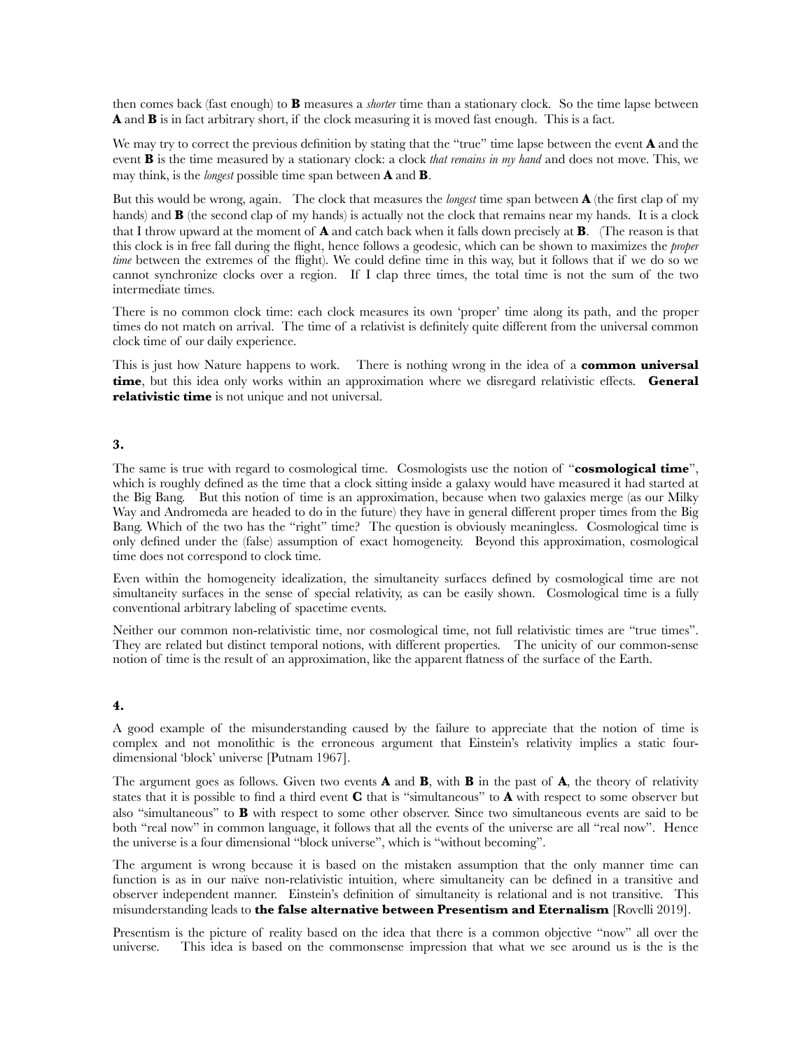then comes back (fast enough) to **B** measures a *shorter* time than a stationary clock. So the time lapse between **A** and **B** is in fact arbitrary short, if the clock measuring it is moved fast enough. This is a fact.

We may try to correct the previous definition by stating that the "true" time lapse between the event **A** and the event **B** is the time measured by a stationary clock: a clock *that remains in my hand* and does not move. This, we may think, is the *longest* possible time span between **A** and **B**.

But this would be wrong, again. The clock that measures the *longest* time span between **A** (the first clap of my hands) and **B** (the second clap of my hands) is actually not the clock that remains near my hands. It is a clock that I throw upward at the moment of **A** and catch back when it falls down precisely at **B**. (The reason is that this clock is in free fall during the flight, hence follows a geodesic, which can be shown to maximizes the *proper time* between the extremes of the flight). We could define time in this way, but it follows that if we do so we cannot synchronize clocks over a region. If I clap three times, the total time is not the sum of the two intermediate times.

There is no common clock time: each clock measures its own 'proper' time along its path, and the proper times do not match on arrival. The time of a relativist is definitely quite different from the universal common clock time of our daily experience.

This is just how Nature happens to work. There is nothing wrong in the idea of a **common universal time**, but this idea only works within an approximation where we disregard relativistic effects. **General relativistic time** is not unique and not universal.

### 3.

The same is true with regard to cosmological time. Cosmologists use the notion of "**cosmological time**", which is roughly defined as the time that a clock sitting inside a galaxy would have measured it had started at the Big Bang. But this notion of time is an approximation, because when two galaxies merge (as our Milky Way and Andromeda are headed to do in the future) they have in general different proper times from the Big Bang. Which of the two has the "right" time? The question is obviously meaningless. Cosmological time is only defined under the (false) assumption of exact homogeneity. Beyond this approximation, cosmological time does not correspond to clock time.

Even within the homogeneity idealization, the simultaneity surfaces defined by cosmological time are not simultaneity surfaces in the sense of special relativity, as can be easily shown. Cosmological time is a fully conventional arbitrary labeling of spacetime events.

Neither our common non-relativistic time, nor cosmological time, not full relativistic times are "true times". They are related but distinct temporal notions, with different properties. The unicity of our common-sense notion of time is the result of an approximation, like the apparent flatness of the surface of the Earth.

### 4.

A good example of the misunderstanding caused by the failure to appreciate that the notion of time is complex and not monolithic is the erroneous argument that Einstein's relativity implies a static four-dimensional 'block' universe [Putnam 1967].

The argument goes as follows. Given two events **A** and **B**, with **B** in the past of **A**, the theory of relativity states that it is possible to find a third event **C** that is "simultaneous" to **A** with respect to some observer but also "simultaneous" to **B** with respect to some other observer. Since two simultaneous events are said to be both "real now" in common language, it follows that all the events of the universe are all "real now". Hence the universe is a four dimensional "block universe", which is "without becoming".

The argument is wrong because it is based on the mistaken assumption that the only manner time can function is as in our naïve non-relativistic intuition, where simultaneity can be defined in a transitive and observer independent manner. Einstein's definition of simultaneity is relational and is not transitive. This misunderstanding leads to **the false alternative between Presentism and Eternalism** [Rovelli 2019].

Presentism is the picture of reality based on the idea that there is a common objective "now" all over the universe. This idea is based on the commonsense impression that what we see around us is the is the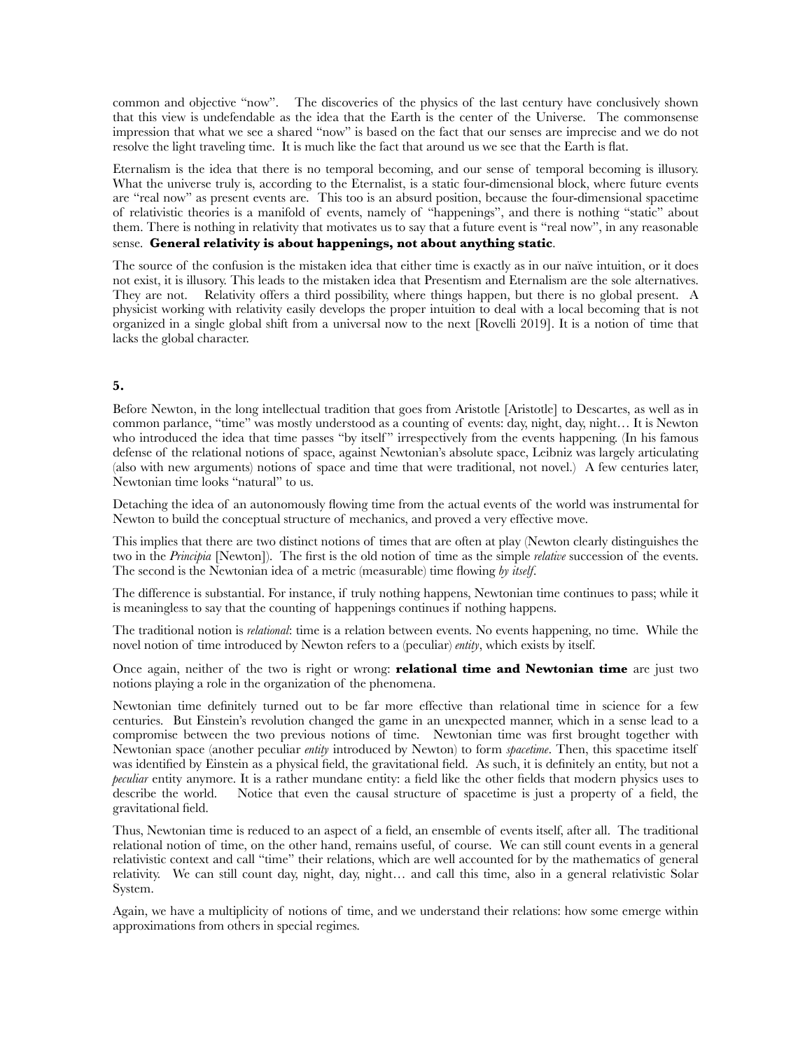common and objective "now". The discoveries of the physics of the last century have conclusively shown that this view is undefendable as the idea that the Earth is the center of the Universe. The commonsense impression that what we see a shared "now" is based on the fact that our senses are imprecise and we do not resolve the light traveling time. It is much like the fact that around us we see that the Earth is flat.

Eternalism is the idea that there is no temporal becoming, and our sense of temporal becoming is illusory. What the universe truly is, according to the Eternalist, is a static four-dimensional block, where future events are "real now" as present events are. This too is an absurd position, because the four-dimensional spacetime of relativistic theories is a manifold of events, namely of "happenings", and there is nothing "static" about them. There is nothing in relativity that motivates us to say that a future event is "real now", in any reasonable sense. **General relativity is about happenings, not about anything static**.

The source of the confusion is the mistaken idea that either time is exactly as in our naïve intuition, or it does not exist, it is illusory. This leads to the mistaken idea that Presentism and Eternalism are the sole alternatives. They are not. Relativity offers a third possibility, where things happen, but there is no global present. A physicist working with relativity easily develops the proper intuition to deal with a local becoming that is not organized in a single global shift from a universal now to the next [Rovelli 2019]. It is a notion of time that lacks the global character.

**5.**

Before Newton, in the long intellectual tradition that goes from Aristotle [Aristotle] to Descartes, as well as in common parlance, "time" was mostly understood as a counting of events: day, night, day, night… It is Newton who introduced the idea that time passes "by itself" irrespectively from the events happening. (In his famous defense of the relational notions of space, against Newtonian's absolute space, Leibniz was largely articulating (also with new arguments) notions of space and time that were traditional, not novel.) A few centuries later, Newtonian time looks "natural" to us.

Detaching the idea of an autonomously flowing time from the actual events of the world was instrumental for Newton to build the conceptual structure of mechanics, and proved a very effective move.

This implies that there are two distinct notions of times that are often at play (Newton clearly distinguishes the two in the *Principia* [Newton]). The first is the old notion of time as the simple *relative* succession of the events. The second is the Newtonian idea of a metric (measurable) time flowing *by itself*.

The difference is substantial. For instance, if truly nothing happens, Newtonian time continues to pass; while it is meaningless to say that the counting of happenings continues if nothing happens.

The traditional notion is *relational*: time is a relation between events. No events happening, no time. While the novel notion of time introduced by Newton refers to a (peculiar) *entity*, which exists by itself.

Once again, neither of the two is right or wrong: **relational time and Newtonian time** are just two notions playing a role in the organization of the phenomena.

Newtonian time definitely turned out to be far more effective than relational time in science for a few centuries. But Einstein's revolution changed the game in an unexpected manner, which in a sense lead to a compromise between the two previous notions of time. Newtonian time was first brought together with Newtonian space (another peculiar *entity* introduced by Newton) to form *spacetime*. Then, this spacetime itself was identified by Einstein as a physical field, the gravitational field. As such, it is definitely an entity, but not a *peculiar* entity anymore. It is a rather mundane entity: a field like the other fields that modern physics uses to describe the world. Notice that even the causal structure of spacetime is just a property of a field, the gravitational field.

Thus, Newtonian time is reduced to an aspect of a field, an ensemble of events itself, after all. The traditional relational notion of time, on the other hand, remains useful, of course. We can still count events in a general relativistic context and call "time" their relations, which are well accounted for by the mathematics of general relativity. We can still count day, night, day, night… and call this time, also in a general relativistic Solar System.

Again, we have a multiplicity of notions of time, and we understand their relations: how some emerge within approximations from others in special regimes.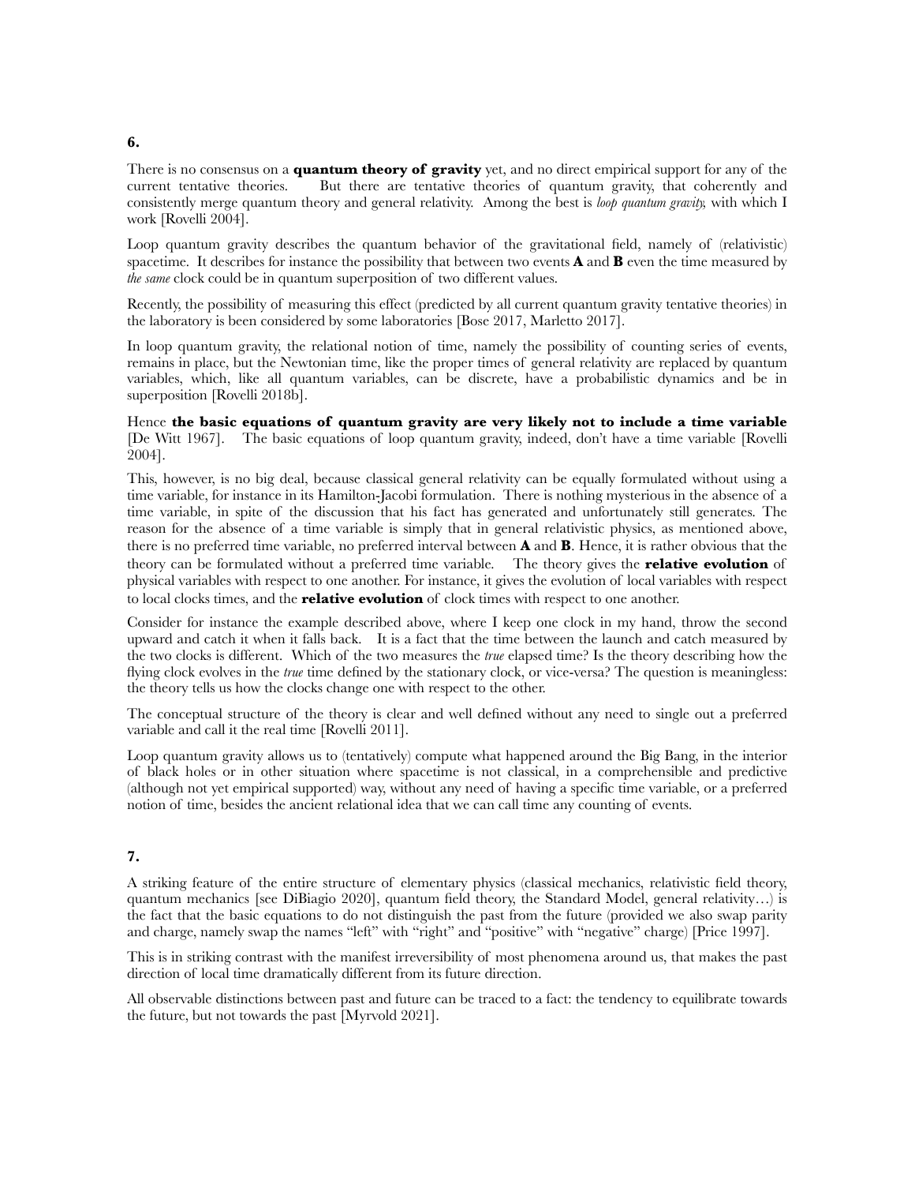**6.**

There is no consensus on a **quantum theory of gravity** yet, and no direct empirical support for any of the current tentative theories. But there are tentative theories of quantum gravity, that coherently and consistently merge quantum theory and general relativity. Among the best is *loop quantum gravity,* with which I work [Rovelli 2004].

Loop quantum gravity describes the quantum behavior of the gravitational field, namely of (relativistic) spacetime. It describes for instance the possibility that between two events **A** and **B** even the time measured by *the same* clock could be in quantum superposition of two different values.

Recently, the possibility of measuring this effect (predicted by all current quantum gravity tentative theories) in the laboratory is been considered by some laboratories [Bose 2017, Marletto 2017].

In loop quantum gravity, the relational notion of time, namely the possibility of counting series of events, remains in place, but the Newtonian time, like the proper times of general relativity are replaced by quantum variables, which, like all quantum variables, can be discrete, have a probabilistic dynamics and be in superposition [Rovelli 2018b].

Hence **the basic equations of quantum gravity are very likely not to include a time variable** [De Witt 1967]. The basic equations of loop quantum gravity, indeed, don't have a time variable [Rovelli 2004].

This, however, is no big deal, because classical general relativity can be equally formulated without using a time variable, for instance in its Hamilton-Jacobi formulation. There is nothing mysterious in the absence of a time variable, in spite of the discussion that his fact has generated and unfortunately still generates. The reason for the absence of a time variable is simply that in general relativistic physics, as mentioned above, there is no preferred time variable, no preferred interval between **A** and **B**. Hence, it is rather obvious that the theory can be formulated without a preferred time variable. The theory gives the **relative evolution** of physical variables with respect to one another. For instance, it gives the evolution of local variables with respect to local clocks times, and the **relative evolution** of clock times with respect to one another.

Consider for instance the example described above, where I keep one clock in my hand, throw the second upward and catch it when it falls back. It is a fact that the time between the launch and catch measured by the two clocks is different. Which of the two measures the *true* elapsed time? Is the theory describing how the flying clock evolves in the *true* time defined by the stationary clock, or vice-versa? The question is meaningless: the theory tells us how the clocks change one with respect to the other.

The conceptual structure of the theory is clear and well defined without any need to single out a preferred variable and call it the real time [Rovelli 2011].

Loop quantum gravity allows us to (tentatively) compute what happened around the Big Bang, in the interior of black holes or in other situation where spacetime is not classical, in a comprehensible and predictive (although not yet empirical supported) way, without any need of having a specific time variable, or a preferred notion of time, besides the ancient relational idea that we can call time any counting of events.

**7.**

A striking feature of the entire structure of elementary physics (classical mechanics, relativistic field theory, quantum mechanics [see DiBiagio 2020], quantum field theory, the Standard Model, general relativity…) is the fact that the basic equations to do not distinguish the past from the future (provided we also swap parity and charge, namely swap the names "left" with "right" and "positive" with "negative" charge) [Price 1997].

This is in striking contrast with the manifest irreversibility of most phenomena around us, that makes the past direction of local time dramatically different from its future direction.

All observable distinctions between past and future can be traced to a fact: the tendency to equilibrate towards the future, but not towards the past [Myrvold 2021].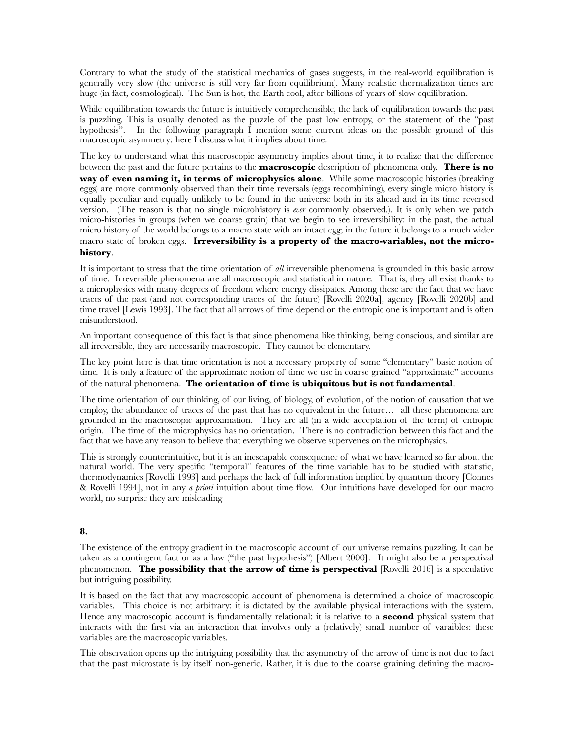Contrary to what the study of the statistical mechanics of gases suggests, in the real-world equilibration is generally very slow (the universe is still very far from equilibrium). Many realistic thermalization times are huge (in fact, cosmological). The Sun is hot, the Earth cool, after billions of years of slow equilibration.

While equilibration towards the future is intuitively comprehensible, the lack of equilibration towards the past is puzzling. This is usually denoted as the puzzle of the past low entropy, or the statement of the "past hypothesis". In the following paragraph I mention some current ideas on the possible ground of this macroscopic asymmetry: here I discuss what it implies about time.

The key to understand what this macroscopic asymmetry implies about time, it to realize that the difference between the past and the future pertains to the **macroscopic** description of phenomena only. **There is no way of even naming it, in terms of microphysics alone**. While some macroscopic histories (breaking eggs) are more commonly observed than their time reversals (eggs recombining), every single micro history is equally peculiar and equally unlikely to be found in the universe both in its ahead and in its time reversed version. (The reason is that no single microhistory is *ever* commonly observed.). It is only when we patch micro-histories in groups (when we coarse grain) that we begin to see irreversibility: in the past, the actual micro history of the world belongs to a macro state with an intact egg; in the future it belongs to a much wider macro state of broken eggs. **Irreversibility is a property of the macro-variables, not the micro-history**.

It is important to stress that the time orientation of *all* irreversible phenomena is grounded in this basic arrow of time. Irreversible phenomena are all macroscopic and statistical in nature. That is, they all exist thanks to a microphysics with many degrees of freedom where energy dissipates. Among these are the fact that we have traces of the past (and not corresponding traces of the future) [Rovelli 2020a], agency [Rovelli 2020b] and time travel [Lewis 1993]. The fact that all arrows of time depend on the entropic one is important and is often misunderstood.

An important consequence of this fact is that since phenomena like thinking, being conscious, and similar are all irreversible, they are necessarily macroscopic. They cannot be elementary.

The key point here is that time orientation is not a necessary property of some "elementary" basic notion of time. It is only a feature of the approximate notion of time we use in coarse grained "approximate" accounts of the natural phenomena. **The orientation of time is ubiquitous but is not fundamental**.

The time orientation of our thinking, of our living, of biology, of evolution, of the notion of causation that we employ, the abundance of traces of the past that has no equivalent in the future… all these phenomena are grounded in the macroscopic approximation. They are all (in a wide acceptation of the term) of entropic origin. The time of the microphysics has no orientation. There is no contradiction between this fact and the fact that we have any reason to believe that everything we observe supervenes on the microphysics.

This is strongly counterintuitive, but it is an inescapable consequence of what we have learned so far about the natural world. The very specific "temporal" features of the time variable has to be studied with statistic, thermodynamics [Rovelli 1993] and perhaps the lack of full information implied by quantum theory [Connes & Rovelli 1994], not in any *a priori* intuition about time flow. Our intuitions have developed for our macro world, no surprise they are misleading

**8.**

The existence of the entropy gradient in the macroscopic account of our universe remains puzzling. It can be taken as a contingent fact or as a law ("the past hypothesis") [Albert 2000]. It might also be a perspectival phenomenon. **The possibility that the arrow of time is perspectival** [Rovelli 2016] is a speculative but intriguing possibility.

It is based on the fact that any macroscopic account of phenomena is determined a choice of macroscopic variables. This choice is not arbitrary: it is dictated by the available physical interactions with the system. Hence any macroscopic account is fundamentally relational: it is relative to a **second** physical system that interacts with the first via an interaction that involves only a (relatively) small number of varaibles: these variables are the macroscopic variables.

This observation opens up the intriguing possibility that the asymmetry of the arrow of time is not due to fact that the past microstate is by itself non-generic. Rather, it is due to the coarse graining defining the macro-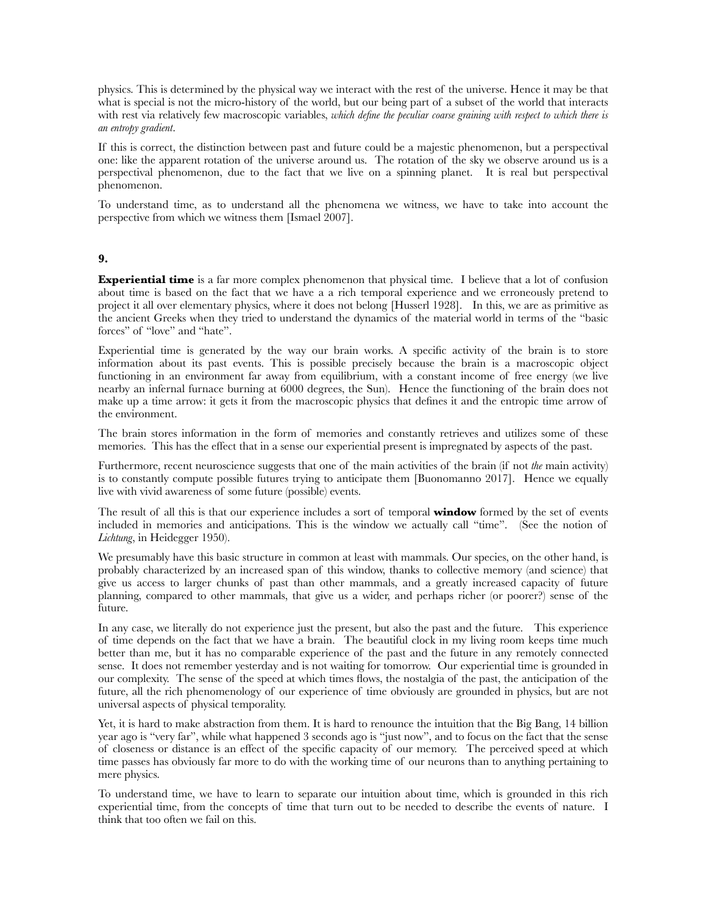physics. This is determined by the physical way we interact with the rest of the universe. Hence it may be that what is special is not the micro-history of the world, but our being part of a subset of the world that interacts with rest via relatively few macroscopic variables, *which define the peculiar coarse graining with respect to which there is an entropy gradient*.

If this is correct, the distinction between past and future could be a majestic phenomenon, but a perspectival one: like the apparent rotation of the universe around us. The rotation of the sky we observe around us is a perspectival phenomenon, due to the fact that we live on a spinning planet. It is real but perspectival phenomenon.

To understand time, as to understand all the phenomena we witness, we have to take into account the perspective from which we witness them [Ismael 2007].

## 9.

**Experiential time** is a far more complex phenomenon that physical time. I believe that a lot of confusion about time is based on the fact that we have a a rich temporal experience and we erroneously pretend to project it all over elementary physics, where it does not belong [Husserl 1928]. In this, we are as primitive as the ancient Greeks when they tried to understand the dynamics of the material world in terms of the "basic forces" of "love" and "hate".

Experiential time is generated by the way our brain works. A specific activity of the brain is to store information about its past events. This is possible precisely because the brain is a macroscopic object functioning in an environment far away from equilibrium, with a constant income of free energy (we live nearby an infernal furnace burning at 6000 degrees, the Sun). Hence the functioning of the brain does not make up a time arrow: it gets it from the macroscopic physics that defines it and the entropic time arrow of the environment.

The brain stores information in the form of memories and constantly retrieves and utilizes some of these memories. This has the effect that in a sense our experiential present is impregnated by aspects of the past.

Furthermore, recent neuroscience suggests that one of the main activities of the brain (if not *the* main activity) is to constantly compute possible futures trying to anticipate them [Buonomanno 2017]. Hence we equally live with vivid awareness of some future (possible) events.

The result of all this is that our experience includes a sort of temporal **window** formed by the set of events included in memories and anticipations. This is the window we actually call "time". (See the notion of *Lichtung*, in Heidegger 1950).

We presumably have this basic structure in common at least with mammals. Our species, on the other hand, is probably characterized by an increased span of this window, thanks to collective memory (and science) that give us access to larger chunks of past than other mammals, and a greatly increased capacity of future planning, compared to other mammals, that give us a wider, and perhaps richer (or poorer?) sense of the future.

In any case, we literally do not experience just the present, but also the past and the future. This experience of time depends on the fact that we have a brain. The beautiful clock in my living room keeps time much better than me, but it has no comparable experience of the past and the future in any remotely connected sense. It does not remember yesterday and is not waiting for tomorrow. Our experiential time is grounded in our complexity. The sense of the speed at which times flows, the nostalgia of the past, the anticipation of the future, all the rich phenomenology of our experience of time obviously are grounded in physics, but are not universal aspects of physical temporality.

Yet, it is hard to make abstraction from them. It is hard to renounce the intuition that the Big Bang, 14 billion year ago is "very far", while what happened 3 seconds ago is "just now", and to focus on the fact that the sense of closeness or distance is an effect of the specific capacity of our memory. The perceived speed at which time passes has obviously far more to do with the working time of our neurons than to anything pertaining to mere physics.

To understand time, we have to learn to separate our intuition about time, which is grounded in this rich experiential time, from the concepts of time that turn out to be needed to describe the events of nature. I think that too often we fail on this.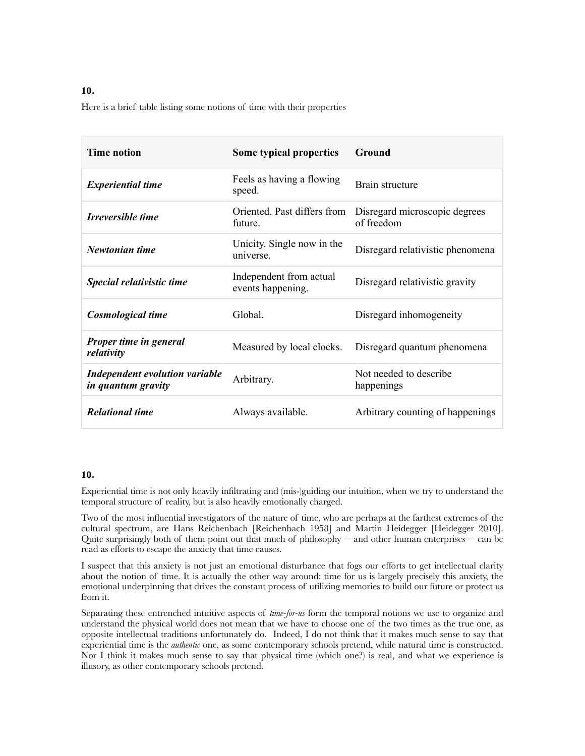**10.**

Here is a brief table listing some notions of time with their properties

| Time notion | Some typical properties | Ground |
|---|---|---|
| ***Experiential time*** | Feels as having a flowing speed. | Brain structure |
| ***Irreversible time*** | Oriented. Past differs from future. | Disregard microscopic degrees of freedom |
| ***Newtonian time*** | Unicity. Single now in the universe. | Disregard relativistic phenomena |
| ***Special relativistic time*** | Independent from actual events happening. | Disregard relativistic gravity |
| ***Cosmological time*** | Global. | Disregard inhomogeneity |
| ***Proper time in general relativity*** | Measured by local clocks. | Disregard quantum phenomena |
| ***Independent evolution variable in quantum gravity*** | Arbitrary. | Not needed to describe happenings |
| ***Relational time*** | Always available. | Arbitrary counting of happenings |

**10.**

Experiential time is not only heavily infiltrating and (mis-)guiding our intuition, when we try to understand the temporal structure of reality, but is also heavily emotionally charged.

Two of the most influential investigators of the nature of time, who are perhaps at the farthest extremes of the cultural spectrum, are Hans Reichenbach [Reichenbach 1958] and Martin Heidegger [Heidegger 2010]. Quite surprisingly both of them point out that much of philosophy —and other human enterprises— can be read as efforts to escape the anxiety that time causes.

I suspect that this anxiety is not just an emotional disturbance that fogs our efforts to get intellectual clarity about the notion of time. It is actually the other way around: time for us is largely precisely this anxiety, the emotional underpinning that drives the constant process of utilizing memories to build our future or protect us from it.

Separating these entrenched intuitive aspects of *time-for-us* form the temporal notions we use to organize and understand the physical world does not mean that we have to choose one of the two times as the true one, as opposite intellectual traditions unfortunately do. Indeed, I do not think that it makes much sense to say that experiential time is the *authentic* one, as some contemporary schools pretend, while natural time is constructed. Nor I think it makes much sense to say that physical time (which one?) is real, and what we experience is illusory, as other contemporary schools pretend.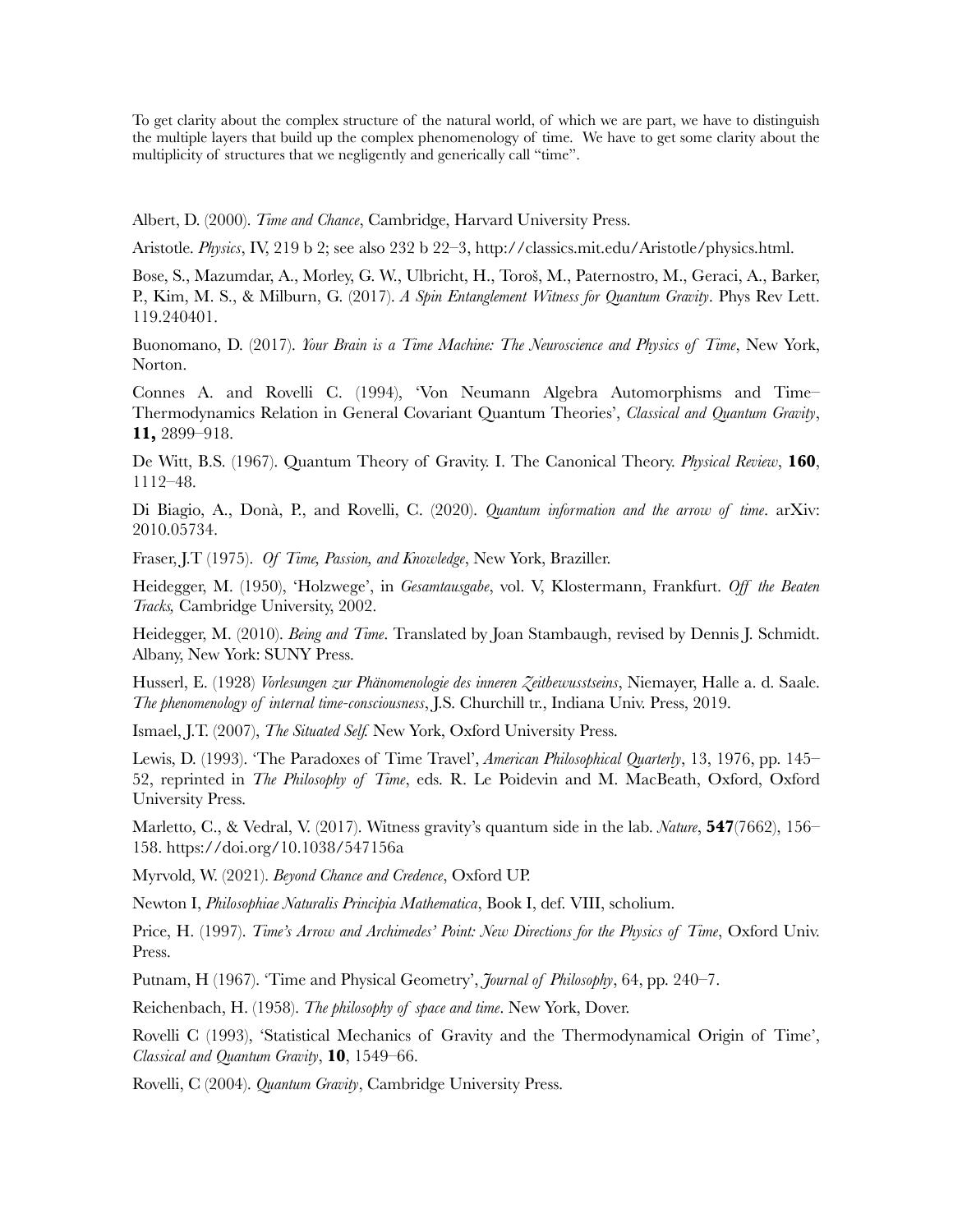To get clarity about the complex structure of the natural world, of which we are part, we have to distinguish the multiple layers that build up the complex phenomenology of time. We have to get some clarity about the multiplicity of structures that we negligently and generically call "time".

Albert, D. (2000). *Time and Chance*, Cambridge, Harvard University Press.

Aristotle. *Physics*, IV, 219 b 2; see also 232 b 22–3, http://classics.mit.edu/Aristotle/physics.html.

Bose, S., Mazumdar, A., Morley, G. W., Ulbricht, H., Toroš, M., Paternostro, M., Geraci, A., Barker, P., Kim, M. S., & Milburn, G. (2017). *A Spin Entanglement Witness for Quantum Gravity*. Phys Rev Lett. 119.240401.

Buonomano, D. (2017). *Your Brain is a Time Machine: The Neuroscience and Physics of Time*, New York, Norton.

Connes A. and Rovelli C. (1994), 'Von Neumann Algebra Automorphisms and Time–Thermodynamics Relation in General Covariant Quantum Theories', *Classical and Quantum Gravity*, **11,** 2899–918.

De Witt, B.S. (1967). Quantum Theory of Gravity. I. The Canonical Theory. *Physical Review*, **160**, 1112–48.

Di Biagio, A., Donà, P., and Rovelli, C. (2020). *Quantum information and the arrow of time*. arXiv: 2010.05734.

Fraser, J.T (1975). *Of Time, Passion, and Knowledge*, New York, Braziller.

Heidegger, M. (1950), 'Holzwege', in *Gesamtausgabe*, vol. V, Klostermann, Frankfurt. *Off the Beaten Tracks,* Cambridge University, 2002.

Heidegger, M. (2010). *Being and Time*. Translated by Joan Stambaugh, revised by Dennis J. Schmidt. Albany, New York: SUNY Press.

Husserl, E. (1928) *Vorlesungen zur Phänomenologie des inneren Zeitbewusstseins*, Niemayer, Halle a. d. Saale. *The phenomenology of internal time-consciousness*, J.S. Churchill tr., Indiana Univ. Press, 2019.

Ismael, J.T. (2007), *The Situated Self.* New York, Oxford University Press.

Lewis, D. (1993). 'The Paradoxes of Time Travel', *American Philosophical Quarterly*, 13, 1976, pp. 145–52, reprinted in *The Philosophy of Time*, eds. R. Le Poidevin and M. MacBeath, Oxford, Oxford University Press.

Marletto, C., & Vedral, V. (2017). Witness gravity's quantum side in the lab. *Nature*, **547**(7662), 156–158. https://doi.org/10.1038/547156a

Myrvold, W. (2021). *Beyond Chance and Credence*, Oxford UP.

Newton I, *Philosophiae Naturalis Principia Mathematica*, Book I, def. VIII, scholium.

Price, H. (1997). *Time's Arrow and Archimedes' Point: New Directions for the Physics of Time*, Oxford Univ. Press.

Putnam, H (1967). 'Time and Physical Geometry', *Journal of Philosophy*, 64, pp. 240–7.

Reichenbach, H. (1958). *The philosophy of space and time*. New York, Dover.

Rovelli C (1993), 'Statistical Mechanics of Gravity and the Thermodynamical Origin of Time', *Classical and Quantum Gravity*, **10**, 1549–66.

Rovelli, C (2004). *Quantum Gravity*, Cambridge University Press.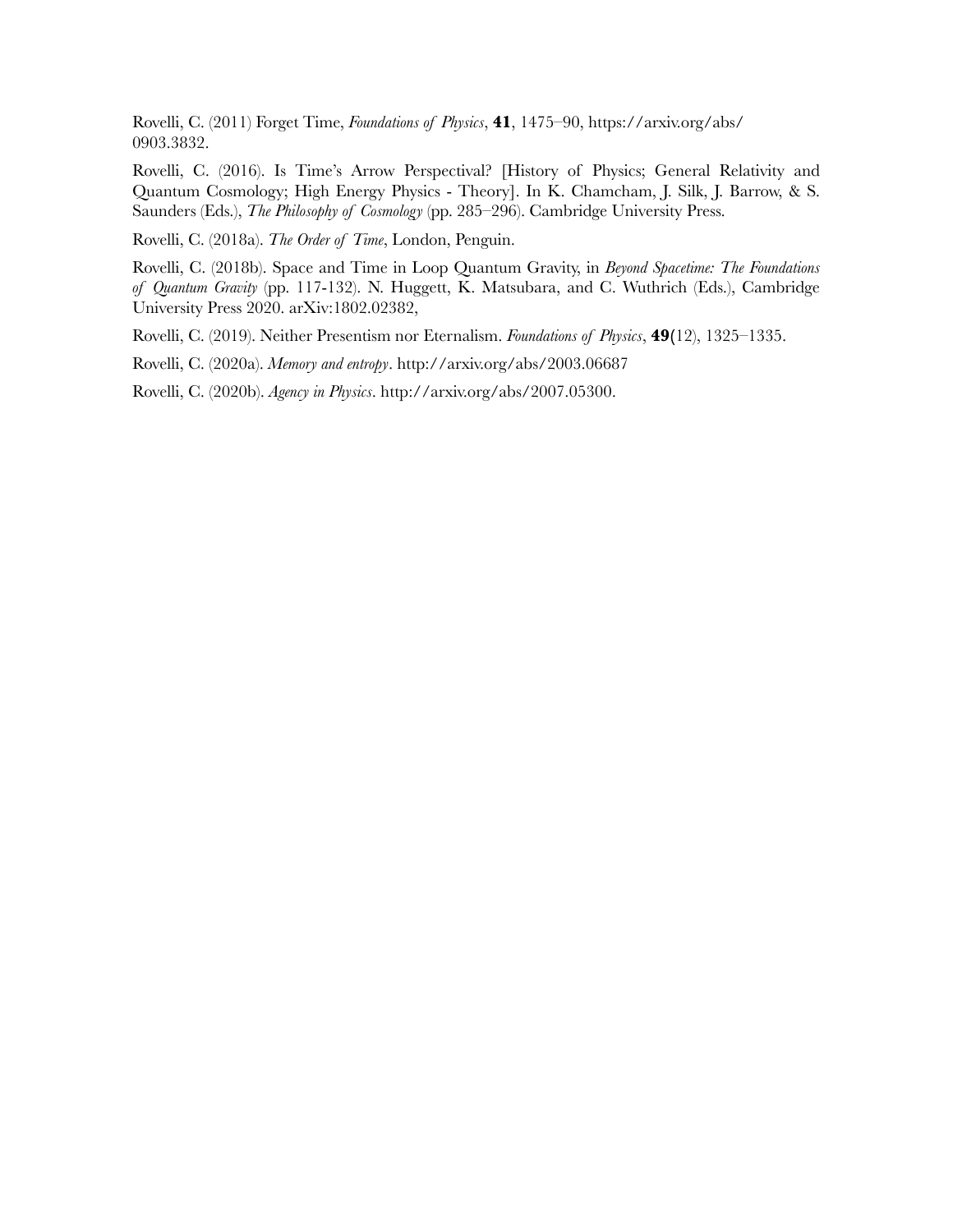Rovelli, C. (2011) Forget Time, *Foundations of Physics*, **41**, 1475–90, https://arxiv.org/abs/0903.3832.

Rovelli, C. (2016). Is Time's Arrow Perspectival? [History of Physics; General Relativity and Quantum Cosmology; High Energy Physics - Theory]. In K. Chamcham, J. Silk, J. Barrow, & S. Saunders (Eds.), *The Philosophy of Cosmology* (pp. 285–296). Cambridge University Press.

Rovelli, C. (2018a). *The Order of Time*, London, Penguin.

Rovelli, C. (2018b). Space and Time in Loop Quantum Gravity, in *Beyond Spacetime: The Foundations of Quantum Gravity* (pp. 117-132). N. Huggett, K. Matsubara, and C. Wuthrich (Eds.), Cambridge University Press 2020. arXiv:1802.02382,

Rovelli, C. (2019). Neither Presentism nor Eternalism. *Foundations of Physics*, **49(**12), 1325–1335.

Rovelli, C. (2020a). *Memory and entropy*. http://arxiv.org/abs/2003.06687

Rovelli, C. (2020b). *Agency in Physics*. http://arxiv.org/abs/2007.05300.